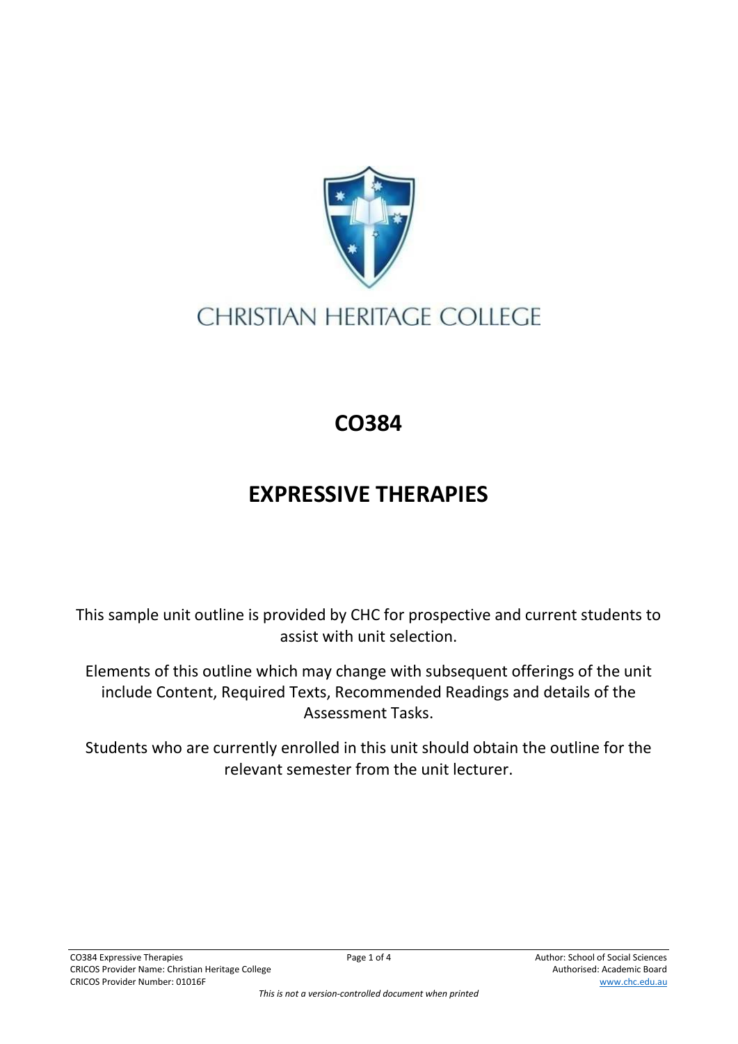CHRISTIAN HERITAGE COLLEGE

# CO384

# EXPRESSIVE THERAPIES

This sample unit outline is provided by CHC for prospective and current students to assist with unit selection.

Elements of this outline which may change with subsequent offerings of the unit include Content, Required Texts, Recommended Readings and details of the Assessment Tasks.

Students who are currently enrolled in this unit should obtain the outline for the relevant semester from the unit lecturer.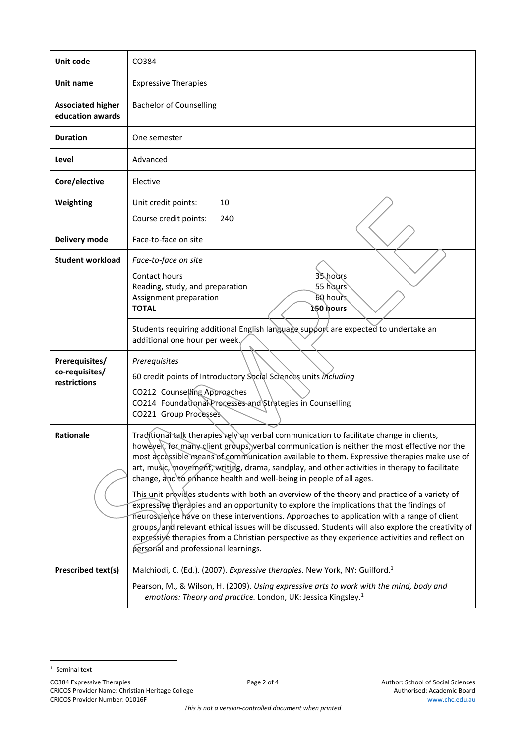| Unit code | CO384 |
|---|---|
| Unit name | Expressive Therapies |
| Associated higher education awards | Bachelor of Counselling |
| Duration | One semester |
| Level | Advanced |
| Core/elective | Elective |
| Weighting | Unit credit points: 10<br>Course credit points: 240 |
| Delivery mode | Face-to-face on site |
| Student workload | *Face-to-face on site*<br>Contact hours 35 hours<br>Reading, study, and preparation 55 hours<br>Assignment preparation 60 hours<br>**TOTAL 150 hours** |
| | Students requiring additional English language support are expected to undertake an additional one hour per week. |
| Prerequisites/ co-requisites/ restrictions | *Prerequisites*<br>60 credit points of Introductory Social Sciences units *including*<br>CO212 Counselling Approaches<br>CO214 Foundational Processes and Strategies in Counselling<br>CO221 Group Processes |
| Rationale | Traditional talk therapies rely on verbal communication to facilitate change in clients, however, for many client groups, verbal communication is neither the most effective nor the most accessible means of communication available to them. Expressive therapies make use of art, music, movement, writing, drama, sandplay, and other activities in therapy to facilitate change, and to enhance health and well-being in people of all ages.<br><br>This unit provides students with both an overview of the theory and practice of a variety of expressive therapies and an opportunity to explore the implications that the findings of neuroscience have on these interventions. Approaches to application with a range of client groups, and relevant ethical issues will be discussed. Students will also explore the creativity of expressive therapies from a Christian perspective as they experience activities and reflect on personal and professional learnings. |
| Prescribed text(s) | Malchiodi, C. (Ed.). (2007). *Expressive therapies*. New York, NY: Guilford.[1]<br><br>Pearson, M., & Wilson, H. (2009). *Using expressive arts to work with the mind, body and emotions: Theory and practice.* London, UK: Jessica Kingsley.[1] |

[1] Seminal text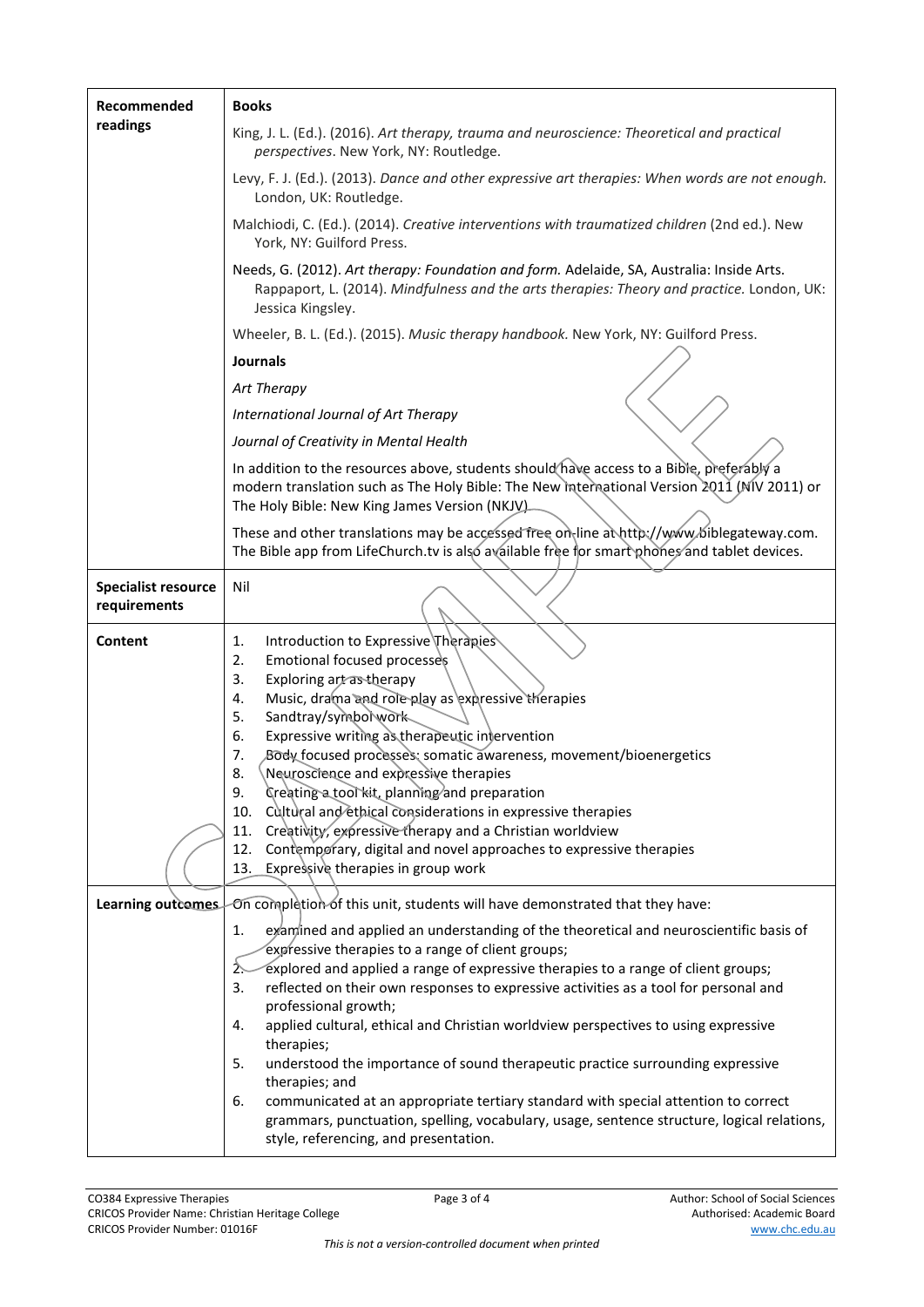| | |
|---|---|
| **Recommended readings** | **Books**<br><br>King, J. L. (Ed.). (2016). *Art therapy, trauma and neuroscience: Theoretical and practical perspectives*. New York, NY: Routledge.<br><br>Levy, F. J. (Ed.). (2013). *Dance and other expressive art therapies: When words are not enough.* London, UK: Routledge.<br><br>Malchiodi, C. (Ed.). (2014). *Creative interventions with traumatized children* (2nd ed.). New York, NY: Guilford Press.<br><br>Needs, G. (2012). *Art therapy: Foundation and form.* Adelaide, SA, Australia: Inside Arts. Rappaport, L. (2014). *Mindfulness and the arts therapies: Theory and practice.* London, UK: Jessica Kingsley.<br><br>Wheeler, B. L. (Ed.). (2015). *Music therapy handbook.* New York, NY: Guilford Press.<br><br>**Journals**<br><br>*Art Therapy*<br><br>*International Journal of Art Therapy*<br><br>*Journal of Creativity in Mental Health*<br><br>In addition to the resources above, students should have access to a Bible, preferably a modern translation such as The Holy Bible: The New International Version 2011 (NIV 2011) or The Holy Bible: New King James Version (NKJV).<br><br>These and other translations may be accessed free on-line at http://www.biblegateway.com. The Bible app from LifeChurch.tv is also available free for smart phones and tablet devices. |
| **Specialist resource requirements** | Nil |
| **Content** | 1. Introduction to Expressive Therapies<br>2. Emotional focused processes<br>3. Exploring art as therapy<br>4. Music, drama and role play as expressive therapies<br>5. Sandtray/symbol work<br>6. Expressive writing as therapeutic intervention<br>7. Body focused processes: somatic awareness, movement/bioenergetics<br>8. Neuroscience and expressive therapies<br>9. Creating a tool kit, planning and preparation<br>10. Cultural and ethical considerations in expressive therapies<br>11. Creativity, expressive therapy and a Christian worldview<br>12. Contemporary, digital and novel approaches to expressive therapies<br>13. Expressive therapies in group work |
| **Learning outcomes** | On completion of this unit, students will have demonstrated that they have:<br><br>1. examined and applied an understanding of the theoretical and neuroscientific basis of expressive therapies to a range of client groups;<br>2. explored and applied a range of expressive therapies to a range of client groups;<br>3. reflected on their own responses to expressive activities as a tool for personal and professional growth;<br>4. applied cultural, ethical and Christian worldview perspectives to using expressive therapies;<br>5. understood the importance of sound therapeutic practice surrounding expressive therapies; and<br>6. communicated at an appropriate tertiary standard with special attention to correct grammars, punctuation, spelling, vocabulary, usage, sentence structure, logical relations, style, referencing, and presentation. |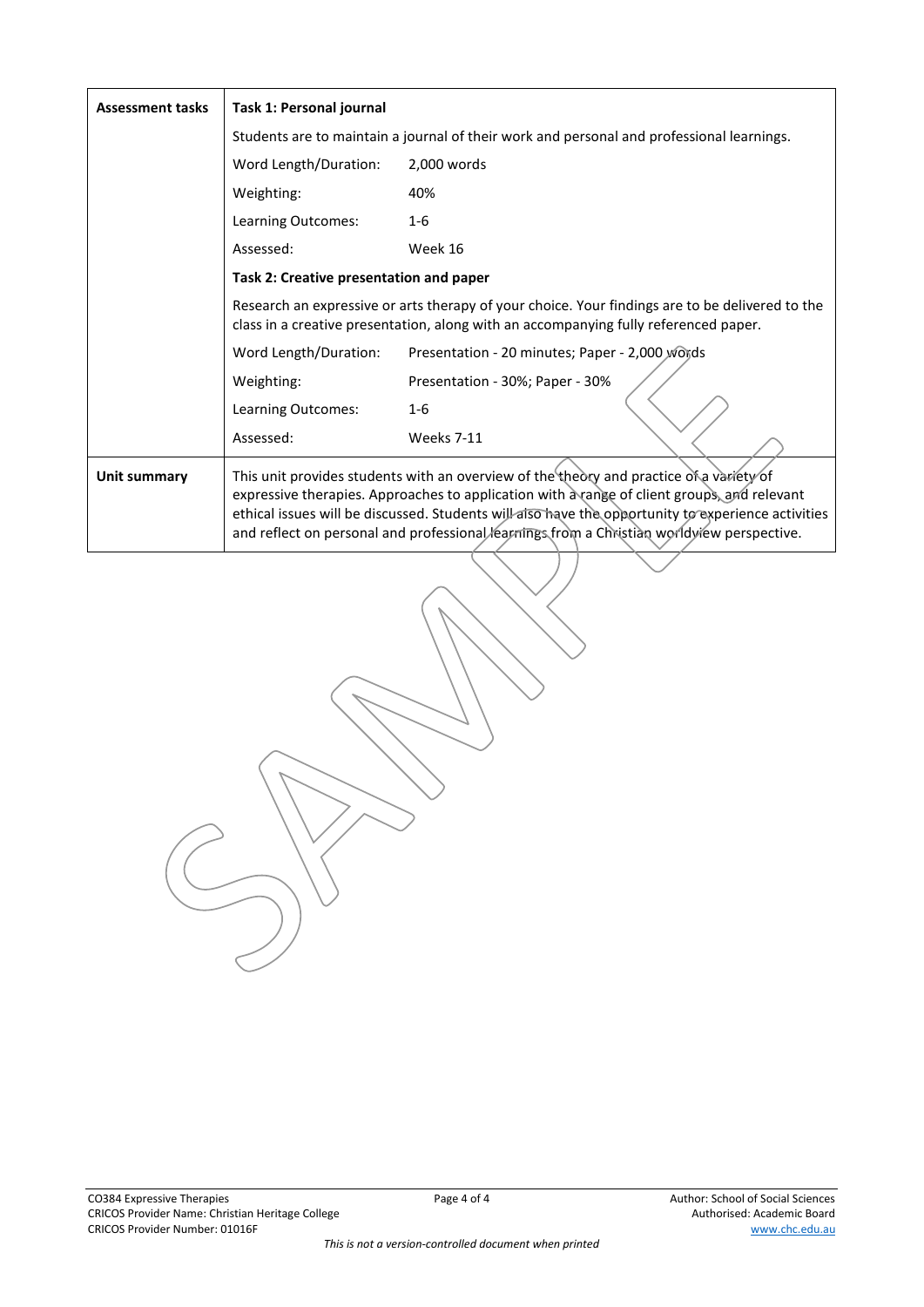| | | |
|---|---|---|
| **Assessment tasks** | **Task 1: Personal journal** | |
| | Students are to maintain a journal of their work and personal and professional learnings. | |
| | Word Length/Duration: | 2,000 words |
| | Weighting: | 40% |
| | Learning Outcomes: | 1-6 |
| | Assessed: | Week 16 |
| | **Task 2: Creative presentation and paper** | |
| | Research an expressive or arts therapy of your choice. Your findings are to be delivered to the class in a creative presentation, along with an accompanying fully referenced paper. | |
| | Word Length/Duration: | Presentation - 20 minutes; Paper - 2,000 words |
| | Weighting: | Presentation - 30%; Paper - 30% |
| | Learning Outcomes: | 1-6 |
| | Assessed: | Weeks 7-11 |
| **Unit summary** | This unit provides students with an overview of the theory and practice of a variety of expressive therapies. Approaches to application with a range of client groups, and relevant ethical issues will be discussed. Students will also have the opportunity to experience activities and reflect on personal and professional learnings from a Christian worldview perspective. | |